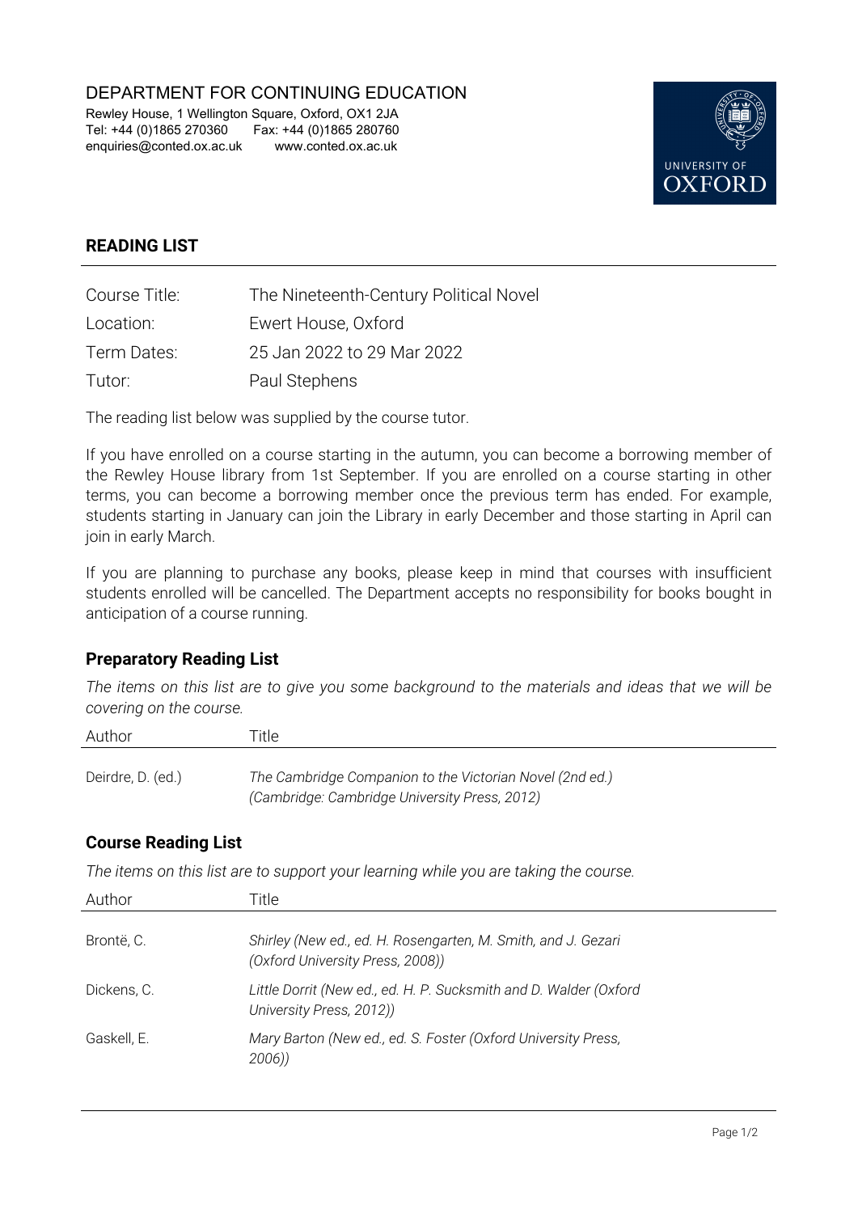DEPARTMENT FOR CONTINUING EDUCATION

Rewley House, 1 Wellington Square, Oxford, OX1 2JA
Tel: +44 (0)1865 270360 Fax: +44 (0)1865 280760
enquiries@conted.ox.ac.uk www.conted.ox.ac.uk

UNIVERSITY OF OXFORD

## READING LIST

| | |
|---|---|
| Course Title: | The Nineteenth-Century Political Novel |
| Location: | Ewert House, Oxford |
| Term Dates: | 25 Jan 2022 to 29 Mar 2022 |
| Tutor: | Paul Stephens |

The reading list below was supplied by the course tutor.

If you have enrolled on a course starting in the autumn, you can become a borrowing member of the Rewley House library from 1st September. If you are enrolled on a course starting in other terms, you can become a borrowing member once the previous term has ended. For example, students starting in January can join the Library in early December and those starting in April can join in early March.

If you are planning to purchase any books, please keep in mind that courses with insufficient students enrolled will be cancelled. The Department accepts no responsibility for books bought in anticipation of a course running.

### Preparatory Reading List

*The items on this list are to give you some background to the materials and ideas that we will be covering on the course.*

| Author | Title |
|---|---|
| Deirdre, D. (ed.) | *The Cambridge Companion to the Victorian Novel (2nd ed.) (Cambridge: Cambridge University Press, 2012)* |

### Course Reading List

*The items on this list are to support your learning while you are taking the course.*

| Author | Title |
|---|---|
| Brontë, C. | *Shirley (New ed., ed. H. Rosengarten, M. Smith, and J. Gezari (Oxford University Press, 2008))* |
| Dickens, C. | *Little Dorrit (New ed., ed. H. P. Sucksmith and D. Walder (Oxford University Press, 2012))* |
| Gaskell, E. | *Mary Barton (New ed., ed. S. Foster (Oxford University Press, 2006))* |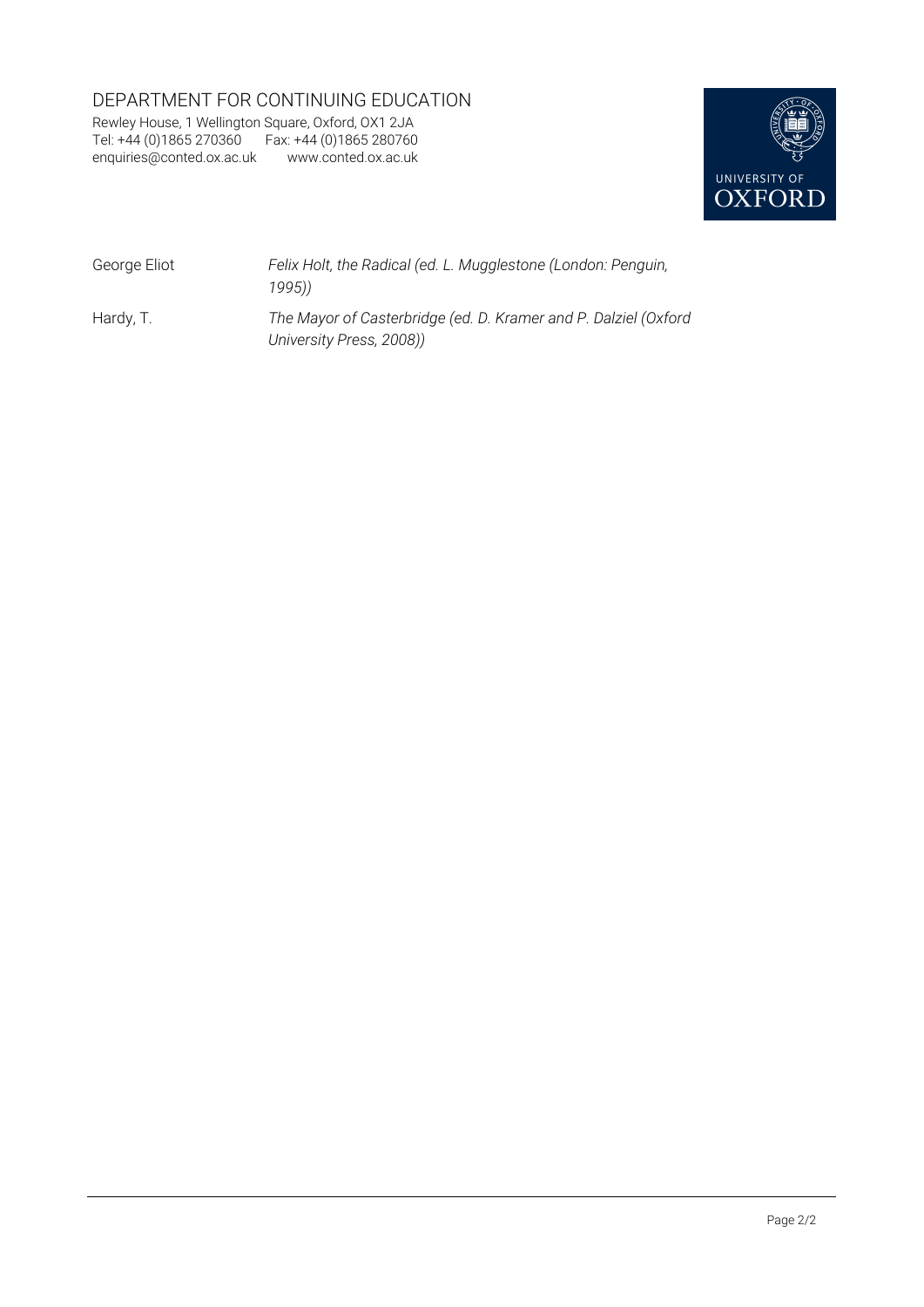| | |
|---|---|
| George Eliot | *Felix Holt, the Radical (ed. L. Mugglestone (London: Penguin, 1995))* |
| Hardy, T. | *The Mayor of Casterbridge (ed. D. Kramer and P. Dalziel (Oxford University Press, 2008))* |